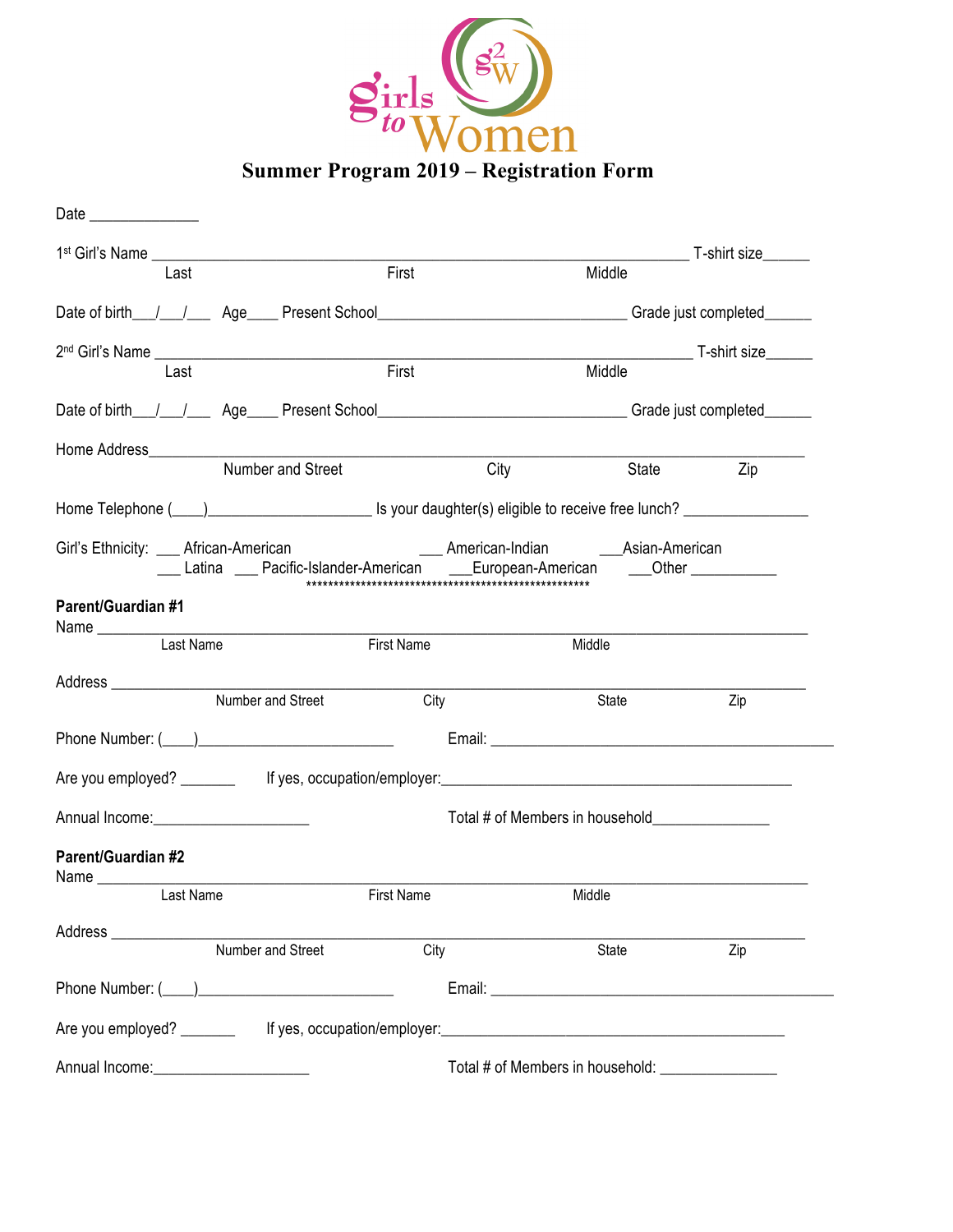girls to Women

# Summer Program 2019 – Registration Form

Date ______________

1st Girl's Name ____________________________________________________________________ T-shirt size______
Last First Middle

Date of birth___/___/___ Age____ Present School________________________________ Grade just completed______

2nd Girl's Name ____________________________________________________________________ T-shirt size______
Last First Middle

Date of birth___/___/___ Age____ Present School________________________________ Grade just completed______

Home Address____________________________________________________________________________________
Number and Street City State Zip

Home Telephone (____)_____________________ Is your daughter(s) eligible to receive free lunch? ________________

Girl's Ethnicity: ___ African-American ___ American-Indian ___Asian-American
___ Latina ___ Pacific-Islander-American ___European-American ___Other ___________

****************************************************

**Parent/Guardian #1**

Name ___________________________________________________________________________________________
Last Name First Name Middle

Address _________________________________________________________________________________________
Number and Street City State Zip

Phone Number: (____)_________________________ Email: ____________________________________________

Are you employed? _______ If yes, occupation/employer:_____________________________________________

Annual Income:____________________ Total # of Members in household_______________

**Parent/Guardian #2**

Name ___________________________________________________________________________________________
Last Name First Name Middle

Address _________________________________________________________________________________________
Number and Street City State Zip

Phone Number: (____)_________________________ Email: ____________________________________________

Are you employed? _______ If yes, occupation/employer:_____________________________________________

Annual Income:____________________ Total # of Members in household: _______________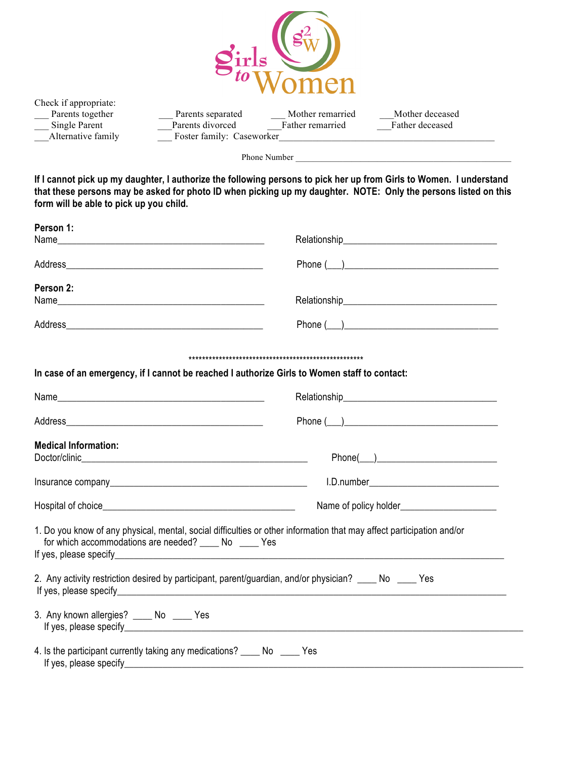# Girls to Women

Check if appropriate:

___ Parents together ___ Parents separated ___ Mother remarried ___Mother deceased
___ Single Parent ___Parents divorced ___Father remarried ___Father deceased
___Alternative family ___ Foster family: Caseworker_______________________________________________

Phone Number _______________________________________________

**If I cannot pick up my daughter, I authorize the following persons to pick her up from Girls to Women. I understand that these persons may be asked for photo ID when picking up my daughter. NOTE: Only the persons listed on this form will be able to pick up you child.**

**Person 1:**

Name_____________________________________________ Relationship________________________________

Address___________________________________________ Phone (___)________________________________

**Person 2:**

Name_____________________________________________ Relationship________________________________

Address___________________________________________ Phone (___)________________________________

*****************************************************

**In case of an emergency, if I cannot be reached I authorize Girls to Women staff to contact:**

Name_____________________________________________ Relationship________________________________

Address___________________________________________ Phone (___)________________________________

**Medical Information:**

Doctor/clinic_____________________________________________ Phone(___)__________________________

Insurance company_________________________________________ I.D.number___________________________

Hospital of choice_________________________________________ Name of policy holder____________________

1. Do you know of any physical, mental, social difficulties or other information that may affect participation and/or for which accommodations are needed? ____ No ____ Yes
If yes, please specify_________________________________________________________________________________

2. Any activity restriction desired by participant, parent/guardian, and/or physician? ____ No ____ Yes
If yes, please specify_________________________________________________________________________________

3. Any known allergies? ____ No ____ Yes
If yes, please specify_________________________________________________________________________________

4. Is the participant currently taking any medications? ____ No ____ Yes
If yes, please specify_________________________________________________________________________________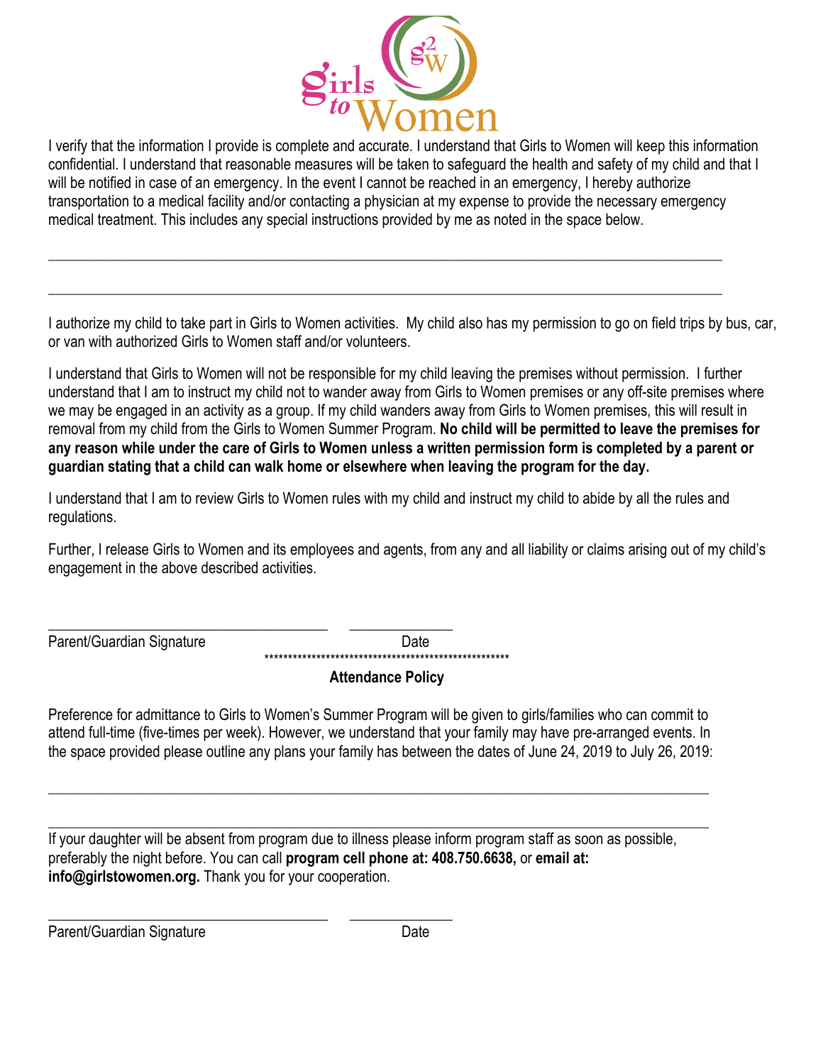I verify that the information I provide is complete and accurate. I understand that Girls to Women will keep this information confidential. I understand that reasonable measures will be taken to safeguard the health and safety of my child and that I will be notified in case of an emergency. In the event I cannot be reached in an emergency, I hereby authorize transportation to a medical facility and/or contacting a physician at my expense to provide the necessary emergency medical treatment. This includes any special instructions provided by me as noted in the space below.

_______________________________________________________________________________

_______________________________________________________________________________

I authorize my child to take part in Girls to Women activities. My child also has my permission to go on field trips by bus, car, or van with authorized Girls to Women staff and/or volunteers.

I understand that Girls to Women will not be responsible for my child leaving the premises without permission. I further understand that I am to instruct my child not to wander away from Girls to Women premises or any off-site premises where we may be engaged in an activity as a group. If my child wanders away from Girls to Women premises, this will result in removal from my child from the Girls to Women Summer Program. **No child will be permitted to leave the premises for any reason while under the care of Girls to Women unless a written permission form is completed by a parent or guardian stating that a child can walk home or elsewhere when leaving the program for the day.**

I understand that I am to review Girls to Women rules with my child and instruct my child to abide by all the rules and regulations.

Further, I release Girls to Women and its employees and agents, from any and all liability or claims arising out of my child's engagement in the above described activities.

_________________________________ ____________

Parent/Guardian Signature Date

******************************************************

**Attendance Policy**

Preference for admittance to Girls to Women's Summer Program will be given to girls/families who can commit to attend full-time (five-times per week). However, we understand that your family may have pre-arranged events. In the space provided please outline any plans your family has between the dates of June 24, 2019 to July 26, 2019:

_______________________________________________________________________________

_______________________________________________________________________________

If your daughter will be absent from program due to illness please inform program staff as soon as possible, preferably the night before. You can call **program cell phone at: 408.750.6638,** or **email at: info@girlstowomen.org.** Thank you for your cooperation.

_________________________________ ____________

Parent/Guardian Signature Date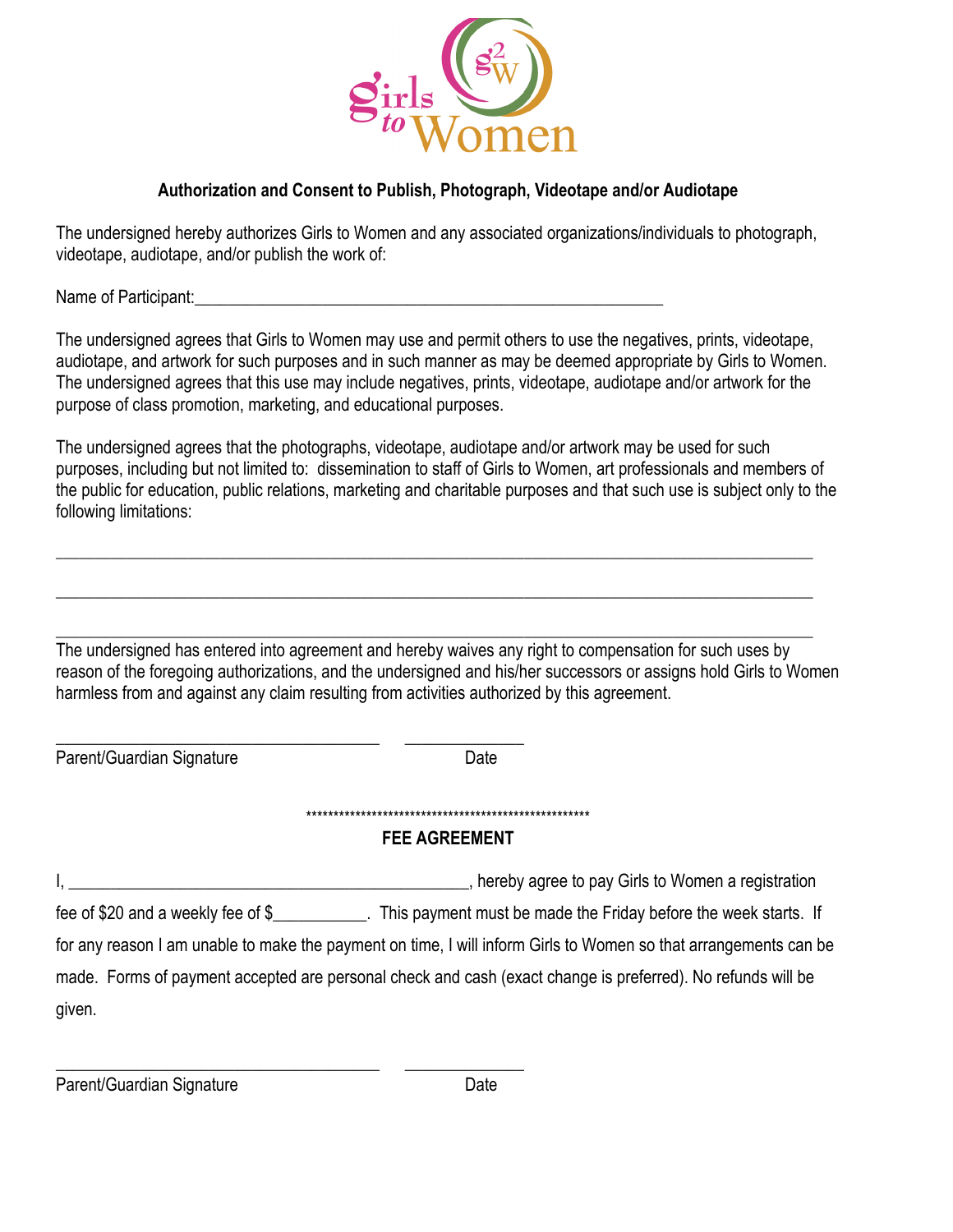# Authorization and Consent to Publish, Photograph, Videotape and/or Audiotape

The undersigned hereby authorizes Girls to Women and any associated organizations/individuals to photograph, videotape, audiotape, and/or publish the work of:

Name of Participant:_______________________________________________________

The undersigned agrees that Girls to Women may use and permit others to use the negatives, prints, videotape, audiotape, and artwork for such purposes and in such manner as may be deemed appropriate by Girls to Women. The undersigned agrees that this use may include negatives, prints, videotape, audiotape and/or artwork for the purpose of class promotion, marketing, and educational purposes.

The undersigned agrees that the photographs, videotape, audiotape and/or artwork may be used for such purposes, including but not limited to: dissemination to staff of Girls to Women, art professionals and members of the public for education, public relations, marketing and charitable purposes and that such use is subject only to the following limitations:

_____________________________________________________________________________________

_____________________________________________________________________________________

_____________________________________________________________________________________

The undersigned has entered into agreement and hereby waives any right to compensation for such uses by reason of the foregoing authorizations, and the undersigned and his/her successors or assigns hold Girls to Women harmless from and against any claim resulting from activities authorized by this agreement.

____________________________________ _____________

Parent/Guardian Signature Date

****************************************************

## FEE AGREEMENT

I, ______________________________________________, hereby agree to pay Girls to Women a registration fee of $20 and a weekly fee of $__________. This payment must be made the Friday before the week starts. If for any reason I am unable to make the payment on time, I will inform Girls to Women so that arrangements can be made. Forms of payment accepted are personal check and cash (exact change is preferred). No refunds will be given.

____________________________________ _____________

Parent/Guardian Signature Date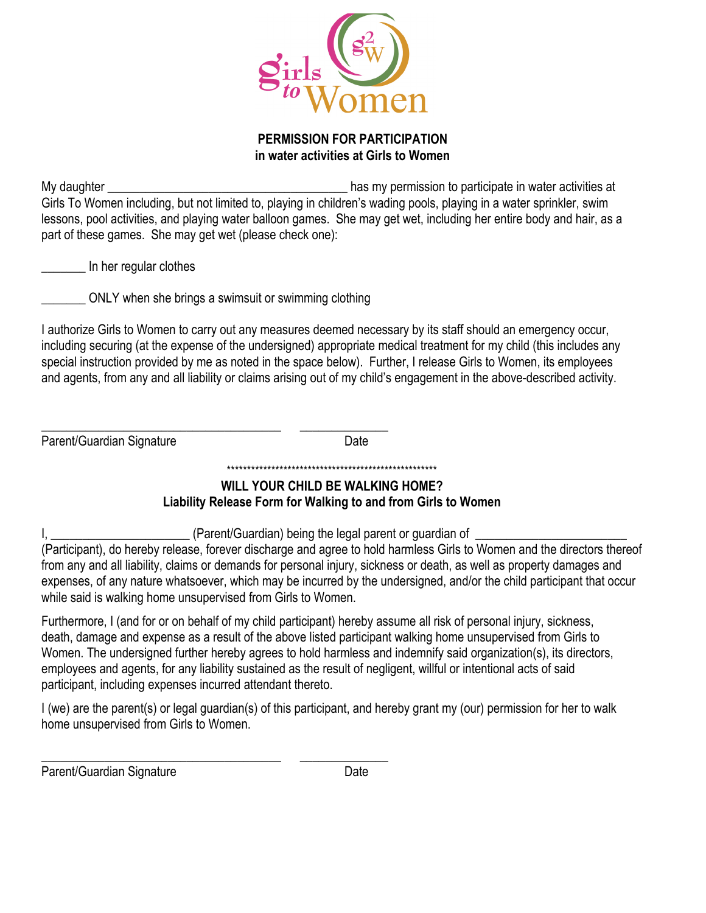girls to Women

**PERMISSION FOR PARTICIPATION**
**in water activities at Girls to Women**

My daughter _____________________________________ has my permission to participate in water activities at Girls To Women including, but not limited to, playing in children's wading pools, playing in a water sprinkler, swim lessons, pool activities, and playing water balloon games. She may get wet, including her entire body and hair, as a part of these games. She may get wet (please check one):

_______ In her regular clothes

_______ ONLY when she brings a swimsuit or swimming clothing

I authorize Girls to Women to carry out any measures deemed necessary by its staff should an emergency occur, including securing (at the expense of the undersigned) appropriate medical treatment for my child (this includes any special instruction provided by me as noted in the space below). Further, I release Girls to Women, its employees and agents, from any and all liability or claims arising out of my child's engagement in the above-described activity.

_____________________________________ ______________
Parent/Guardian Signature Date

*****************************************************

**WILL YOUR CHILD BE WALKING HOME?**
**Liability Release Form for Walking to and from Girls to Women**

I, _____________________ (Parent/Guardian) being the legal parent or guardian of _______________________ (Participant), do hereby release, forever discharge and agree to hold harmless Girls to Women and the directors thereof from any and all liability, claims or demands for personal injury, sickness or death, as well as property damages and expenses, of any nature whatsoever, which may be incurred by the undersigned, and/or the child participant that occur while said is walking home unsupervised from Girls to Women.

Furthermore, I (and for or on behalf of my child participant) hereby assume all risk of personal injury, sickness, death, damage and expense as a result of the above listed participant walking home unsupervised from Girls to Women. The undersigned further hereby agrees to hold harmless and indemnify said organization(s), its directors, employees and agents, for any liability sustained as the result of negligent, willful or intentional acts of said participant, including expenses incurred attendant thereto.

I (we) are the parent(s) or legal guardian(s) of this participant, and hereby grant my (our) permission for her to walk home unsupervised from Girls to Women.

_____________________________________ ______________
Parent/Guardian Signature Date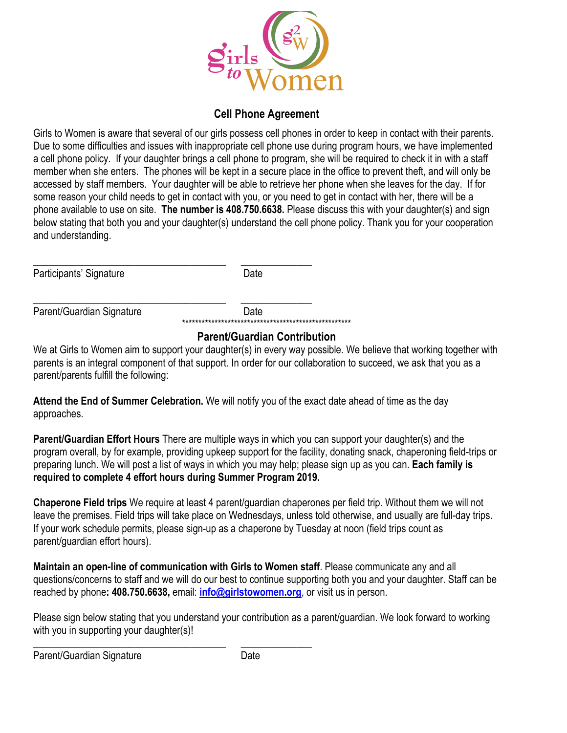Girls to Women

## Cell Phone Agreement

Girls to Women is aware that several of our girls possess cell phones in order to keep in contact with their parents. Due to some difficulties and issues with inappropriate cell phone use during program hours, we have implemented a cell phone policy. If your daughter brings a cell phone to program, she will be required to check it in with a staff member when she enters. The phones will be kept in a secure place in the office to prevent theft, and will only be accessed by staff members. Your daughter will be able to retrieve her phone when she leaves for the day. If for some reason your child needs to get in contact with you, or you need to get in contact with her, there will be a phone available to use on site. **The number is 408.750.6638.** Please discuss this with your daughter(s) and sign below stating that both you and your daughter(s) understand the cell phone policy. Thank you for your cooperation and understanding.

_______________________________________ ______________

Participants' Signature Date

_______________________________________ ______________

Parent/Guardian Signature Date

*****************************************************

## Parent/Guardian Contribution

We at Girls to Women aim to support your daughter(s) in every way possible. We believe that working together with parents is an integral component of that support. In order for our collaboration to succeed, we ask that you as a parent/parents fulfill the following:

**Attend the End of Summer Celebration.** We will notify you of the exact date ahead of time as the day approaches.

**Parent/Guardian Effort Hours** There are multiple ways in which you can support your daughter(s) and the program overall, by for example, providing upkeep support for the facility, donating snack, chaperoning field-trips or preparing lunch. We will post a list of ways in which you may help; please sign up as you can. **Each family is required to complete 4 effort hours during Summer Program 2019.**

**Chaperone Field trips** We require at least 4 parent/guardian chaperones per field trip. Without them we will not leave the premises. Field trips will take place on Wednesdays, unless told otherwise, and usually are full-day trips. If your work schedule permits, please sign-up as a chaperone by Tuesday at noon (field trips count as parent/guardian effort hours).

**Maintain an open-line of communication with Girls to Women staff**. Please communicate any and all questions/concerns to staff and we will do our best to continue supporting both you and your daughter. Staff can be reached by phone**: 408.750.6638,** email: **info@girlstowomen.org**, or visit us in person.

Please sign below stating that you understand your contribution as a parent/guardian. We look forward to working with you in supporting your daughter(s)!

_______________________________________ ______________

Parent/Guardian Signature Date